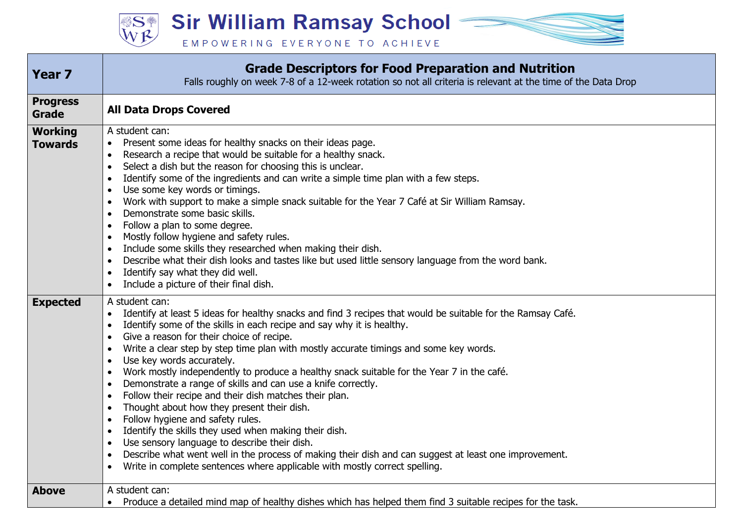# Sir William Ramsay School

EMPOWERING EVERYONE TO ACHIEVE

| Year 7 | **Grade Descriptors for Food Preparation and Nutrition**<br>Falls roughly on week 7-8 of a 12-week rotation so not all criteria is relevant at the time of the Data Drop |
|---|---|
| **Progress Grade** | **All Data Drops Covered** |
| **Working Towards** | A student can:<br>• Present some ideas for healthy snacks on their ideas page.<br>• Research a recipe that would be suitable for a healthy snack.<br>• Select a dish but the reason for choosing this is unclear.<br>• Identify some of the ingredients and can write a simple time plan with a few steps.<br>• Use some key words or timings.<br>• Work with support to make a simple snack suitable for the Year 7 Café at Sir William Ramsay.<br>• Demonstrate some basic skills.<br>• Follow a plan to some degree.<br>• Mostly follow hygiene and safety rules.<br>• Include some skills they researched when making their dish.<br>• Describe what their dish looks and tastes like but used little sensory language from the word bank.<br>• Identify say what they did well.<br>• Include a picture of their final dish. |
| **Expected** | A student can:<br>• Identify at least 5 ideas for healthy snacks and find 3 recipes that would be suitable for the Ramsay Café.<br>• Identify some of the skills in each recipe and say why it is healthy.<br>• Give a reason for their choice of recipe.<br>• Write a clear step by step time plan with mostly accurate timings and some key words.<br>• Use key words accurately.<br>• Work mostly independently to produce a healthy snack suitable for the Year 7 in the café.<br>• Demonstrate a range of skills and can use a knife correctly.<br>• Follow their recipe and their dish matches their plan.<br>• Thought about how they present their dish.<br>• Follow hygiene and safety rules.<br>• Identify the skills they used when making their dish.<br>• Use sensory language to describe their dish.<br>• Describe what went well in the process of making their dish and can suggest at least one improvement.<br>• Write in complete sentences where applicable with mostly correct spelling. |
| **Above** | A student can:<br>• Produce a detailed mind map of healthy dishes which has helped them find 3 suitable recipes for the task. |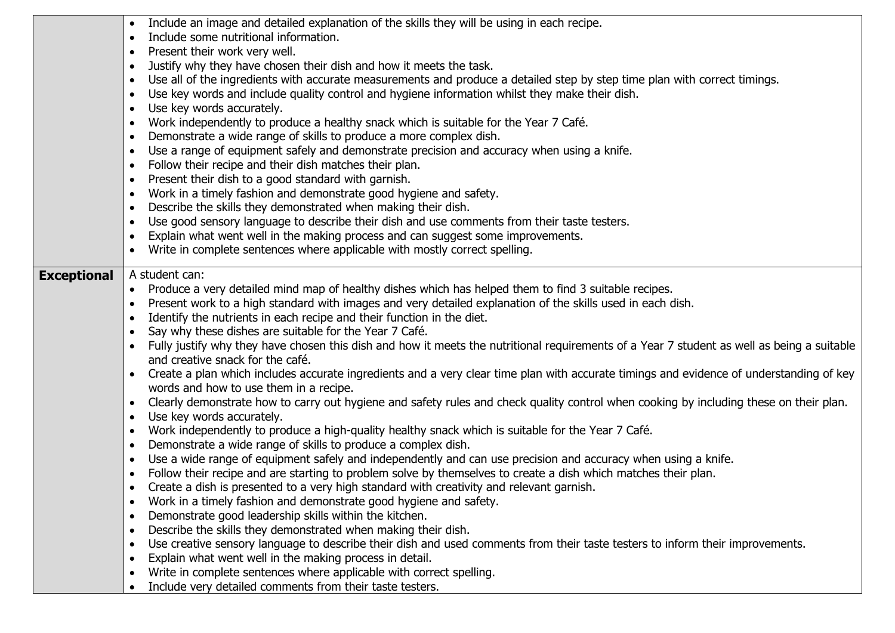| | |
|---|---|
| | • Include an image and detailed explanation of the skills they will be using in each recipe.<br>• Include some nutritional information.<br>• Present their work very well.<br>• Justify why they have chosen their dish and how it meets the task.<br>• Use all of the ingredients with accurate measurements and produce a detailed step by step time plan with correct timings.<br>• Use key words and include quality control and hygiene information whilst they make their dish.<br>• Use key words accurately.<br>• Work independently to produce a healthy snack which is suitable for the Year 7 Café.<br>• Demonstrate a wide range of skills to produce a more complex dish.<br>• Use a range of equipment safely and demonstrate precision and accuracy when using a knife.<br>• Follow their recipe and their dish matches their plan.<br>• Present their dish to a good standard with garnish.<br>• Work in a timely fashion and demonstrate good hygiene and safety.<br>• Describe the skills they demonstrated when making their dish.<br>• Use good sensory language to describe their dish and use comments from their taste testers.<br>• Explain what went well in the making process and can suggest some improvements.<br>• Write in complete sentences where applicable with mostly correct spelling. |
| **Exceptional** | A student can:<br>• Produce a very detailed mind map of healthy dishes which has helped them to find 3 suitable recipes.<br>• Present work to a high standard with images and very detailed explanation of the skills used in each dish.<br>• Identify the nutrients in each recipe and their function in the diet.<br>• Say why these dishes are suitable for the Year 7 Café.<br>• Fully justify why they have chosen this dish and how it meets the nutritional requirements of a Year 7 student as well as being a suitable and creative snack for the café.<br>• Create a plan which includes accurate ingredients and a very clear time plan with accurate timings and evidence of understanding of key words and how to use them in a recipe.<br>• Clearly demonstrate how to carry out hygiene and safety rules and check quality control when cooking by including these on their plan.<br>• Use key words accurately.<br>• Work independently to produce a high-quality healthy snack which is suitable for the Year 7 Café.<br>• Demonstrate a wide range of skills to produce a complex dish.<br>• Use a wide range of equipment safely and independently and can use precision and accuracy when using a knife.<br>• Follow their recipe and are starting to problem solve by themselves to create a dish which matches their plan.<br>• Create a dish is presented to a very high standard with creativity and relevant garnish.<br>• Work in a timely fashion and demonstrate good hygiene and safety.<br>• Demonstrate good leadership skills within the kitchen.<br>• Describe the skills they demonstrated when making their dish.<br>• Use creative sensory language to describe their dish and used comments from their taste testers to inform their improvements.<br>• Explain what went well in the making process in detail.<br>• Write in complete sentences where applicable with correct spelling.<br>• Include very detailed comments from their taste testers. |